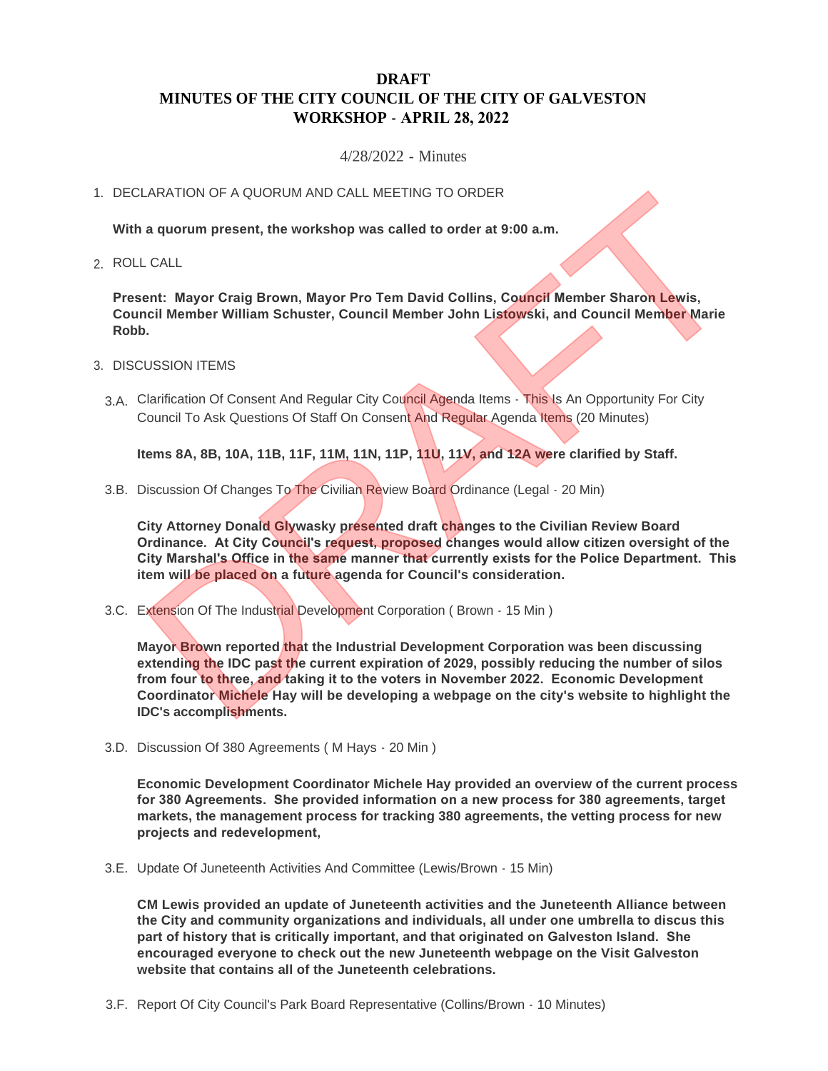# DRAFT
# MINUTES OF THE CITY COUNCIL OF THE CITY OF GALVESTON
# WORKSHOP - APRIL 28, 2022

4/28/2022 - Minutes

1. DECLARATION OF A QUORUM AND CALL MEETING TO ORDER

   **With a quorum present, the workshop was called to order at 9:00 a.m.**

2. ROLL CALL

   **Present: Mayor Craig Brown, Mayor Pro Tem David Collins, Council Member Sharon Lewis, Council Member William Schuster, Council Member John Listowski, and Council Member Marie Robb.**

3. DISCUSSION ITEMS

   3.A. Clarification Of Consent And Regular City Council Agenda Items - This Is An Opportunity For City Council To Ask Questions Of Staff On Consent And Regular Agenda Items (20 Minutes)

   **Items 8A, 8B, 10A, 11B, 11F, 11M, 11N, 11P, 11U, 11V, and 12A were clarified by Staff.**

   3.B. Discussion Of Changes To The Civilian Review Board Ordinance (Legal - 20 Min)

   **City Attorney Donald Glywasky presented draft changes to the Civilian Review Board Ordinance. At City Council's request, proposed changes would allow citizen oversight of the City Marshal's Office in the same manner that currently exists for the Police Department. This item will be placed on a future agenda for Council's consideration.**

   3.C. Extension Of The Industrial Development Corporation ( Brown - 15 Min )

   **Mayor Brown reported that the Industrial Development Corporation was been discussing extending the IDC past the current expiration of 2029, possibly reducing the number of silos from four to three, and taking it to the voters in November 2022. Economic Development Coordinator Michele Hay will be developing a webpage on the city's website to highlight the IDC's accomplishments.**

   3.D. Discussion Of 380 Agreements ( M Hays - 20 Min )

   **Economic Development Coordinator Michele Hay provided an overview of the current process for 380 Agreements. She provided information on a new process for 380 agreements, target markets, the management process for tracking 380 agreements, the vetting process for new projects and redevelopment,**

   3.E. Update Of Juneteenth Activities And Committee (Lewis/Brown - 15 Min)

   **CM Lewis provided an update of Juneteenth activities and the Juneteenth Alliance between the City and community organizations and individuals, all under one umbrella to discus this part of history that is critically important, and that originated on Galveston Island. She encouraged everyone to check out the new Juneteenth webpage on the Visit Galveston website that contains all of the Juneteenth celebrations.**

   3.F. Report Of City Council's Park Board Representative (Collins/Brown - 10 Minutes)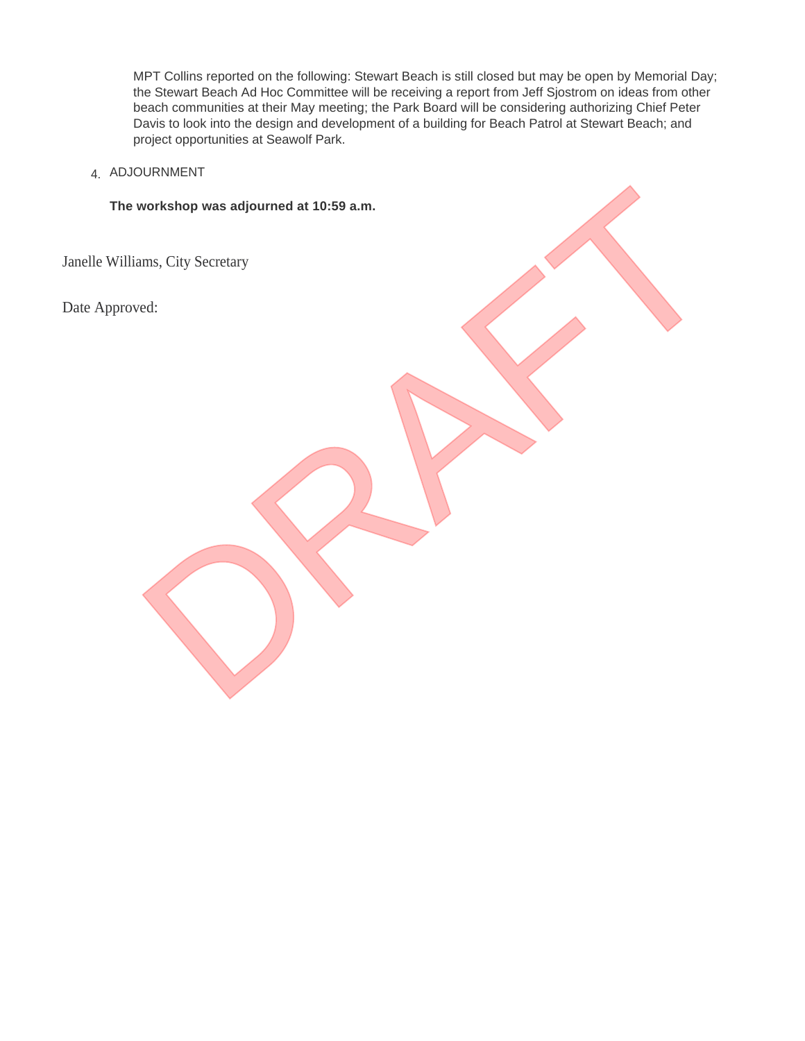MPT Collins reported on the following: Stewart Beach is still closed but may be open by Memorial Day; the Stewart Beach Ad Hoc Committee will be receiving a report from Jeff Sjostrom on ideas from other beach communities at their May meeting; the Park Board will be considering authorizing Chief Peter Davis to look into the design and development of a building for Beach Patrol at Stewart Beach; and project opportunities at Seawolf Park.

4. ADJOURNMENT

**The workshop was adjourned at 10:59 a.m.**

Janelle Williams, City Secretary

Date Approved:

DRAFT